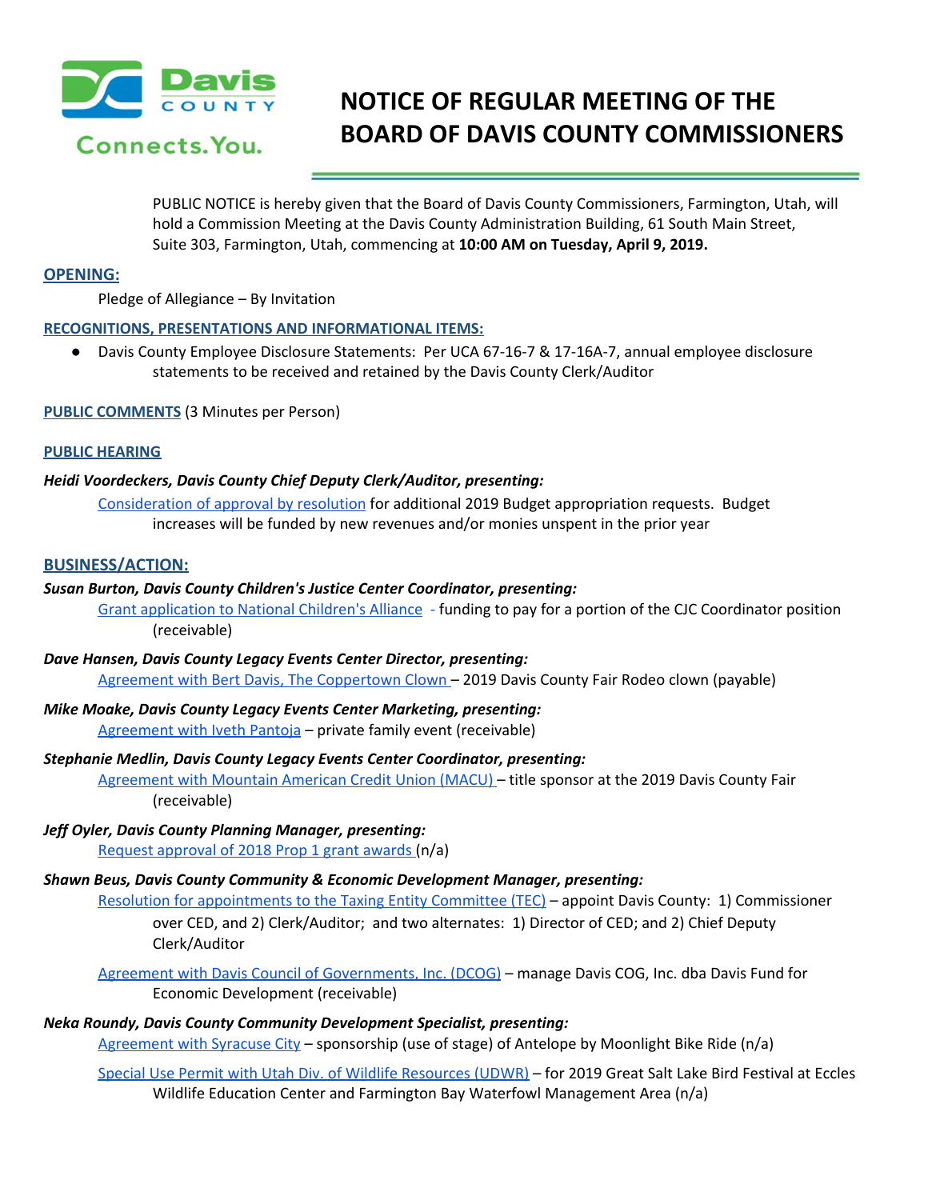# NOTICE OF REGULAR MEETING OF THE BOARD OF DAVIS COUNTY COMMISSIONERS

PUBLIC NOTICE is hereby given that the Board of Davis County Commissioners, Farmington, Utah, will hold a Commission Meeting at the Davis County Administration Building, 61 South Main Street, Suite 303, Farmington, Utah, commencing at **10:00 AM on Tuesday, April 9, 2019.**

## OPENING:

Pledge of Allegiance – By Invitation

## RECOGNITIONS, PRESENTATIONS AND INFORMATIONAL ITEMS:

- Davis County Employee Disclosure Statements: Per UCA 67-16-7 & 17-16A-7, annual employee disclosure statements to be received and retained by the Davis County Clerk/Auditor

## PUBLIC COMMENTS (3 Minutes per Person)

## PUBLIC HEARING

***Heidi Voordeckers, Davis County Chief Deputy Clerk/Auditor, presenting:***

Consideration of approval by resolution for additional 2019 Budget appropriation requests. Budget increases will be funded by new revenues and/or monies unspent in the prior year

## BUSINESS/ACTION:

***Susan Burton, Davis County Children's Justice Center Coordinator, presenting:***

Grant application to National Children's Alliance - funding to pay for a portion of the CJC Coordinator position (receivable)

***Dave Hansen, Davis County Legacy Events Center Director, presenting:***

Agreement with Bert Davis, The Coppertown Clown – 2019 Davis County Fair Rodeo clown (payable)

***Mike Moake, Davis County Legacy Events Center Marketing, presenting:***

Agreement with Iveth Pantoja – private family event (receivable)

***Stephanie Medlin, Davis County Legacy Events Center Coordinator, presenting:***

Agreement with Mountain American Credit Union (MACU) – title sponsor at the 2019 Davis County Fair (receivable)

***Jeff Oyler, Davis County Planning Manager, presenting:***

Request approval of 2018 Prop 1 grant awards (n/a)

***Shawn Beus, Davis County Community & Economic Development Manager, presenting:***

Resolution for appointments to the Taxing Entity Committee (TEC) – appoint Davis County: 1) Commissioner over CED, and 2) Clerk/Auditor; and two alternates: 1) Director of CED; and 2) Chief Deputy Clerk/Auditor

Agreement with Davis Council of Governments, Inc. (DCOG) – manage Davis COG, Inc. dba Davis Fund for Economic Development (receivable)

***Neka Roundy, Davis County Community Development Specialist, presenting:***

Agreement with Syracuse City – sponsorship (use of stage) of Antelope by Moonlight Bike Ride (n/a)

Special Use Permit with Utah Div. of Wildlife Resources (UDWR) – for 2019 Great Salt Lake Bird Festival at Eccles Wildlife Education Center and Farmington Bay Waterfowl Management Area (n/a)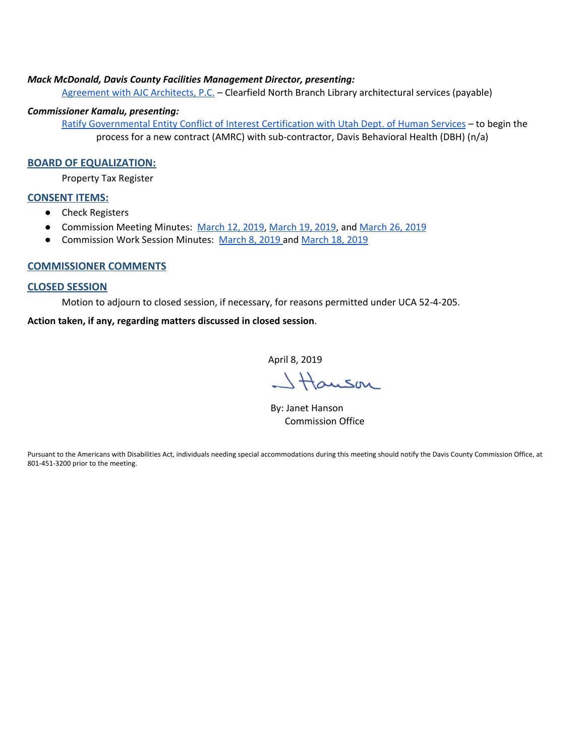***Mack McDonald, Davis County Facilities Management Director, presenting:***

Agreement with AJC Architects, P.C. – Clearfield North Branch Library architectural services (payable)

***Commissioner Kamalu, presenting:***

Ratify Governmental Entity Conflict of Interest Certification with Utah Dept. of Human Services – to begin the process for a new contract (AMRC) with sub-contractor, Davis Behavioral Health (DBH) (n/a)

## BOARD OF EQUALIZATION:

Property Tax Register

## CONSENT ITEMS:

- Check Registers
- Commission Meeting Minutes: March 12, 2019, March 19, 2019, and March 26, 2019
- Commission Work Session Minutes: March 8, 2019 and March 18, 2019

## COMMISSIONER COMMENTS

## CLOSED SESSION

Motion to adjourn to closed session, if necessary, for reasons permitted under UCA 52-4-205.

**Action taken, if any, regarding matters discussed in closed session**.

April 8, 2019

J Hanson

By: Janet Hanson
Commission Office

Pursuant to the Americans with Disabilities Act, individuals needing special accommodations during this meeting should notify the Davis County Commission Office, at 801-451-3200 prior to the meeting.